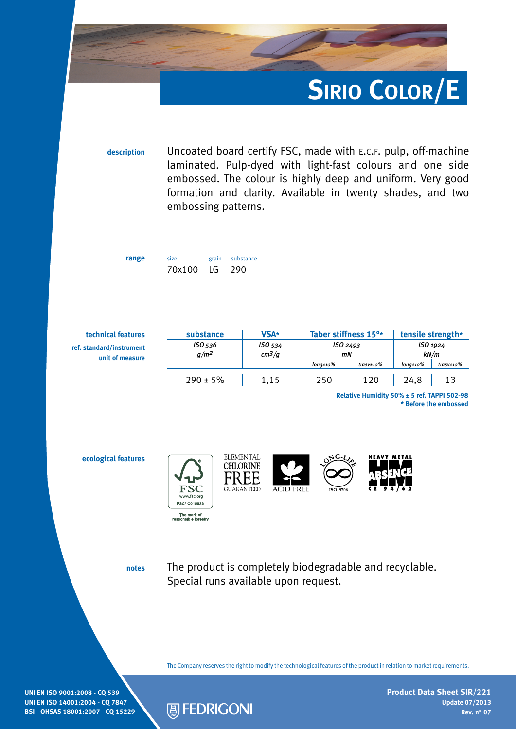# Sirio Color/E

**description**

Uncoated board certify FSC, made with E.C.F. pulp, off-machine laminated. Pulp-dyed with light-fast colours and one side embossed. The colour is highly deep and uniform. Very good formation and clarity. Available in twenty shades, and two embossing patterns.

**range**

| size | grain | substance |
|---|---|---|
| 70x100 | LG | 290 |

**technical features**

| technical features | substance | VSA* | Taber stiffness 15°* | | tensile strength* | |
|---|---|---|---|---|---|---|
| ref. standard/instrument | *ISO 536* | *ISO 534* | *ISO 2493* | | *ISO 1924* | |
| unit of measure | *g/m²* | *cm³/g* | *mN* | | *kN/m* | |
| | | | *long±10%* | *trasv±10%* | *long±10%* | *trasv±10%* |
| | 290 ± 5% | 1,15 | 250 | 120 | 24,8 | 13 |

**Relative Humidity 50% ± 5 ref. TAPPI 502-98**
**\* Before the embossed**

**ecological features**

FSC www.fsc.org FSC® C015523 — The mark of responsible forestry
ELEMENTAL CHLORINE FREE GUARANTEED
ACID FREE
LONG-LIFE ISO 9706
HEAVY METAL ABSENCE CE 94/62

**notes**

The product is completely biodegradable and recyclable.
Special runs available upon request.

The Company reserves the right to modify the technological features of the product in relation to market requirements.

UNI EN ISO 9001:2008 - CQ 539
UNI EN ISO 14001:2004 - CQ 7847
BSI - OHSAS 18001:2007 - CQ 15229

FEDRIGONI

**Product Data Sheet SIR/221**
**Update 07/2013**
**Rev. n° 07**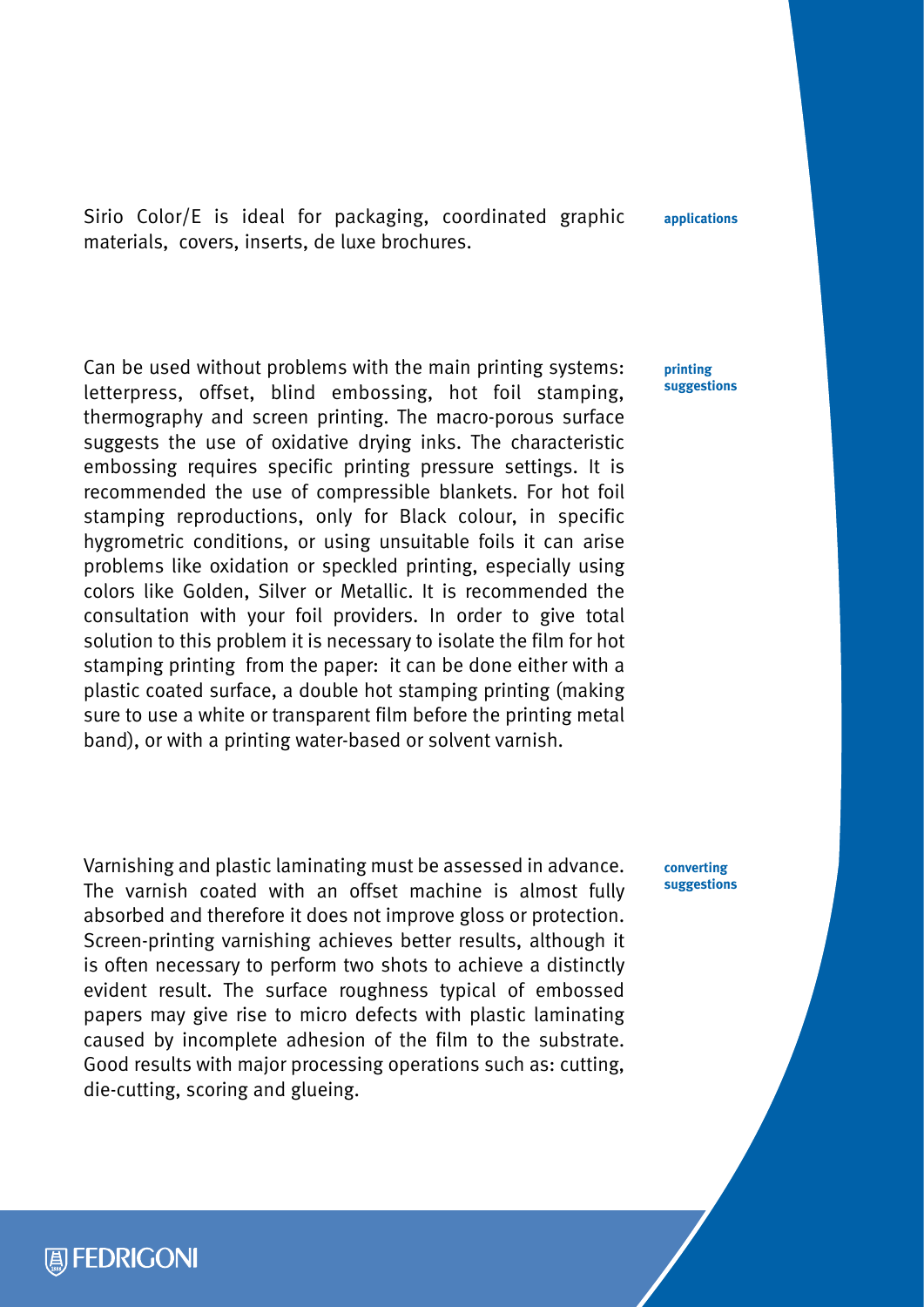**applications**

Sirio Color/E is ideal for packaging, coordinated graphic materials, covers, inserts, de luxe brochures.

**printing suggestions**

Can be used without problems with the main printing systems: letterpress, offset, blind embossing, hot foil stamping, thermography and screen printing. The macro-porous surface suggests the use of oxidative drying inks. The characteristic embossing requires specific printing pressure settings. It is recommended the use of compressible blankets. For hot foil stamping reproductions, only for Black colour, in specific hygrometric conditions, or using unsuitable foils it can arise problems like oxidation or speckled printing, especially using colors like Golden, Silver or Metallic. It is recommended the consultation with your foil providers. In order to give total solution to this problem it is necessary to isolate the film for hot stamping printing from the paper: it can be done either with a plastic coated surface, a double hot stamping printing (making sure to use a white or transparent film before the printing metal band), or with a printing water-based or solvent varnish.

**converting suggestions**

Varnishing and plastic laminating must be assessed in advance. The varnish coated with an offset machine is almost fully absorbed and therefore it does not improve gloss or protection. Screen-printing varnishing achieves better results, although it is often necessary to perform two shots to achieve a distinctly evident result. The surface roughness typical of embossed papers may give rise to micro defects with plastic laminating caused by incomplete adhesion of the film to the substrate. Good results with major processing operations such as: cutting, die-cutting, scoring and glueing.

FEDRIGONI